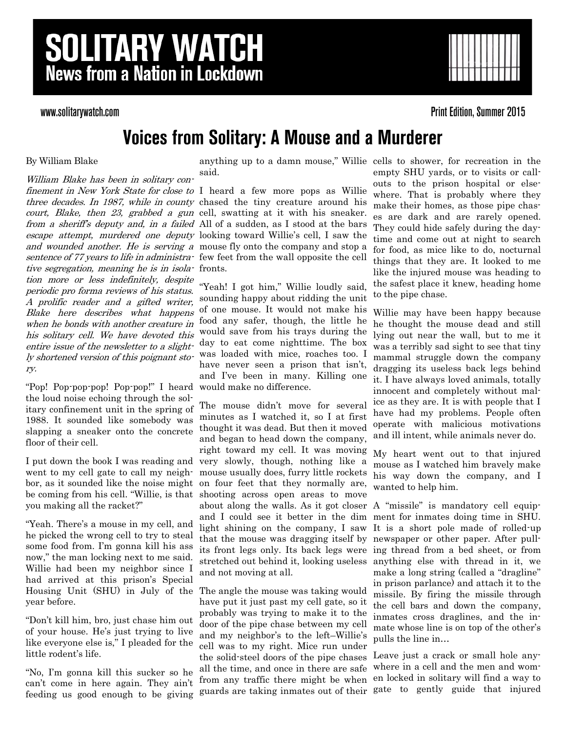# SOLITARY WATCH

## News from a Nation in Lockdown

www.solitarywatch.com

Print Edition, Summer 2015

# Voices from Solitary: A Mouse and a Murderer

By William Blake

*William Blake has been in solitary confinement in New York State for close to three decades. In 1987, while in county court, Blake, then 23, grabbed a gun from a sheriff's deputy and, in a failed escape attempt, murdered one deputy and wounded another. He is serving a sentence of 77 years to life in administrative segregation, meaning he is in isolation more or less indefinitely, despite periodic pro forma reviews of his status. A prolific reader and a gifted writer, Blake here describes what happens when he bonds with another creature in his solitary cell. We have devoted this entire issue of the newsletter to a slightly shortened version of this poignant story.*

"Pop! Pop-pop-pop! Pop-pop!" I heard the loud noise echoing through the solitary confinement unit in the spring of 1988. It sounded like somebody was slapping a sneaker onto the concrete floor of their cell.

I put down the book I was reading and went to my cell gate to call my neighbor, as it sounded like the noise might be coming from his cell. "Willie, is that you making all the racket?"

"Yeah. There's a mouse in my cell, and he picked the wrong cell to try to steal some food from. I'm gonna kill his ass now," the man locking next to me said. Willie had been my neighbor since I had arrived at this prison's Special Housing Unit (SHU) in July of the year before.

"Don't kill him, bro, just chase him out of your house. He's just trying to live like everyone else is," I pleaded for the little rodent's life.

"No, I'm gonna kill this sucker so he can't come in here again. They ain't feeding us good enough to be giving anything up to a damn mouse," Willie said.

I heard a few more pops as Willie chased the tiny creature around his cell, swatting at it with his sneaker. All of a sudden, as I stood at the bars looking toward Willie's cell, I saw the mouse fly onto the company and stop a few feet from the wall opposite the cell fronts.

"Yeah! I got him," Willie loudly said, sounding happy about ridding the unit of one mouse. It would not make his food any safer, though, the little he would save from his trays during the day to eat come nighttime. The box was loaded with mice, roaches too. I have never seen a prison that isn't, and I've been in many. Killing one would make no difference.

The mouse didn't move for several minutes as I watched it, so I at first thought it was dead. But then it moved and began to head down the company, right toward my cell. It was moving very slowly, though, nothing like a mouse usually does, furry little rockets on four feet that they normally are, shooting across open areas to move about along the walls. As it got closer and I could see it better in the dim light shining on the company, I saw that the mouse was dragging itself by its front legs only. Its back legs were stretched out behind it, looking useless and not moving at all.

The angle the mouse was taking would have put it just past my cell gate, so it probably was trying to make it to the door of the pipe chase between my cell and my neighbor's to the left–Willie's cell was to my right. Mice run under the solid-steel doors of the pipe chases all the time, and once in there are safe from any traffic there might be when guards are taking inmates out of their cells to shower, for recreation in the empty SHU yards, or to visits or call-outs to the prison hospital or elsewhere. That is probably where they make their homes, as those pipe chases are dark and are rarely opened. They could hide safely during the daytime and come out at night to search for food, as mice like to do, nocturnal things that they are. It looked to me like the injured mouse was heading to the safest place it knew, heading home to the pipe chase.

Willie may have been happy because he thought the mouse dead and still lying out near the wall, but to me it was a terribly sad sight to see that tiny mammal struggle down the company dragging its useless back legs behind it. I have always loved animals, totally innocent and completely without malice as they are. It is with people that I have had my problems. People often operate with malicious motivations and ill intent, while animals never do.

My heart went out to that injured mouse as I watched him bravely make his way down the company, and I wanted to help him.

A "missile" is mandatory cell equipment for inmates doing time in SHU. It is a short pole made of rolled-up newspaper or other paper. After pulling thread from a bed sheet, or from anything else with thread in it, we make a long string (called a "dragline" in prison parlance) and attach it to the missile. By firing the missile through the cell bars and down the company, inmates cross draglines, and the inmate whose line is on top of the other's pulls the line in…

Leave just a crack or small hole anywhere in a cell and the men and women locked in solitary will find a way to gate to gently guide that injured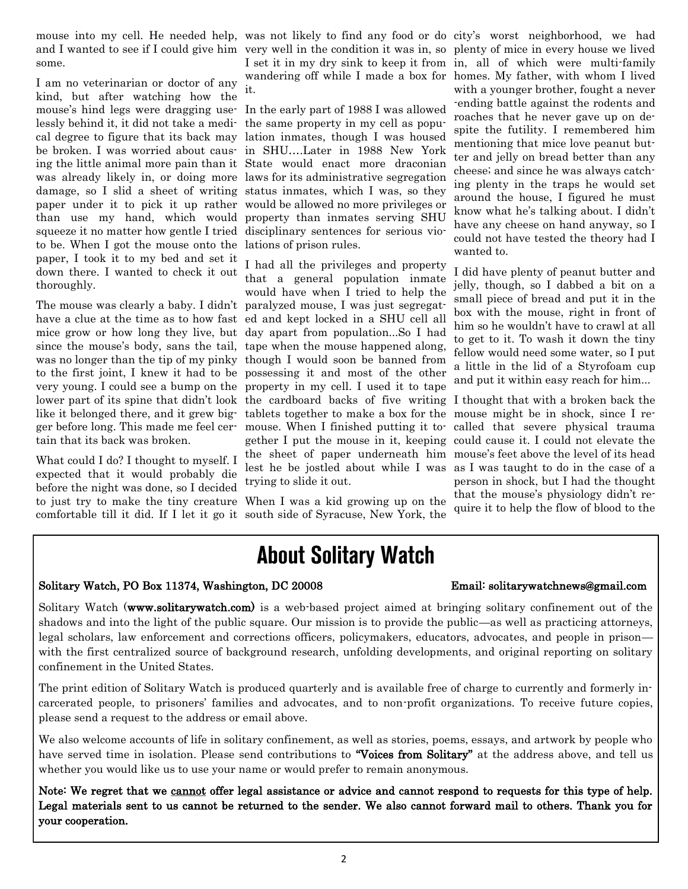mouse into my cell. He needed help, and I wanted to see if I could give him some.

I am no veterinarian or doctor of any kind, but after watching how the mouse's hind legs were dragging uselessly behind it, it did not take a medical degree to figure that its back may be broken. I was worried about causing the little animal more pain than it was already likely in, or doing more damage, so I slid a sheet of writing paper under it to pick it up rather than use my hand, which would squeeze it no matter how gentle I tried to be. When I got the mouse onto the paper, I took it to my bed and set it down there. I wanted to check it out thoroughly.

The mouse was clearly a baby. I didn't have a clue at the time as to how fast mice grow or how long they live, but since the mouse's body, sans the tail, was no longer than the tip of my pinky to the first joint, I knew it had to be very young. I could see a bump on the lower part of its spine that didn't look like it belonged there, and it grew bigger before long. This made me feel certain that its back was broken.

What could I do? I thought to myself. I expected that it would probably die before the night was done, so I decided to just try to make the tiny creature comfortable till it did. If I let it go it was not likely to find any food or do very well in the condition it was in, so I set it in my dry sink to keep it from wandering off while I made a box for it.

In the early part of 1988 I was allowed the same property in my cell as population inmates, though I was housed in SHU….Later in 1988 New York State would enact more draconian laws for its administrative segregation status inmates, which I was, so they would be allowed no more privileges or property than inmates serving SHU disciplinary sentences for serious violations of prison rules.

I had all the privileges and property that a general population inmate would have when I tried to help the paralyzed mouse, I was just segregated and kept locked in a SHU cell all day apart from population...So I had tape when the mouse happened along, though I would soon be banned from possessing it and most of the other property in my cell. I used it to tape the cardboard backs of five writing tablets together to make a box for the mouse. When I finished putting it together I put the mouse in it, keeping the sheet of paper underneath him lest he be jostled about while I was trying to slide it out.

When I was a kid growing up on the south side of Syracuse, New York, the city's worst neighborhood, we had plenty of mice in every house we lived in, all of which were multi-family homes. My father, with whom I lived with a younger brother, fought a never-ending battle against the rodents and roaches that he never gave up on despite the futility. I remembered him mentioning that mice love peanut butter and jelly on bread better than any cheese; and since he was always catching plenty in the traps he would set around the house, I figured he must know what he's talking about. I didn't have any cheese on hand anyway, so I could not have tested the theory had I wanted to.

I did have plenty of peanut butter and jelly, though, so I dabbed a bit on a small piece of bread and put it in the box with the mouse, right in front of him so he wouldn't have to crawl at all to get to it. To wash it down the tiny fellow would need some water, so I put a little in the lid of a Styrofoam cup and put it within easy reach for him...

I thought that with a broken back the mouse might be in shock, since I recalled that severe physical trauma could cause it. I could not elevate the mouse's feet above the level of its head as I was taught to do in the case of a person in shock, but I had the thought that the mouse's physiology didn't require it to help the flow of blood to the

# About Solitary Watch

**Solitary Watch, PO Box 11374, Washington, DC 20008** **Email: solitarywatchnews@gmail.com**

Solitary Watch (**www.solitarywatch.com**) is a web-based project aimed at bringing solitary confinement out of the shadows and into the light of the public square. Our mission is to provide the public—as well as practicing attorneys, legal scholars, law enforcement and corrections officers, policymakers, educators, advocates, and people in prison—with the first centralized source of background research, unfolding developments, and original reporting on solitary confinement in the United States.

The print edition of Solitary Watch is produced quarterly and is available free of charge to currently and formerly incarcerated people, to prisoners' families and advocates, and to non-profit organizations. To receive future copies, please send a request to the address or email above.

We also welcome accounts of life in solitary confinement, as well as stories, poems, essays, and artwork by people who have served time in isolation. Please send contributions to **"Voices from Solitary"** at the address above, and tell us whether you would like us to use your name or would prefer to remain anonymous.

**Note: We regret that we cannot offer legal assistance or advice and cannot respond to requests for this type of help. Legal materials sent to us cannot be returned to the sender. We also cannot forward mail to others. Thank you for your cooperation.**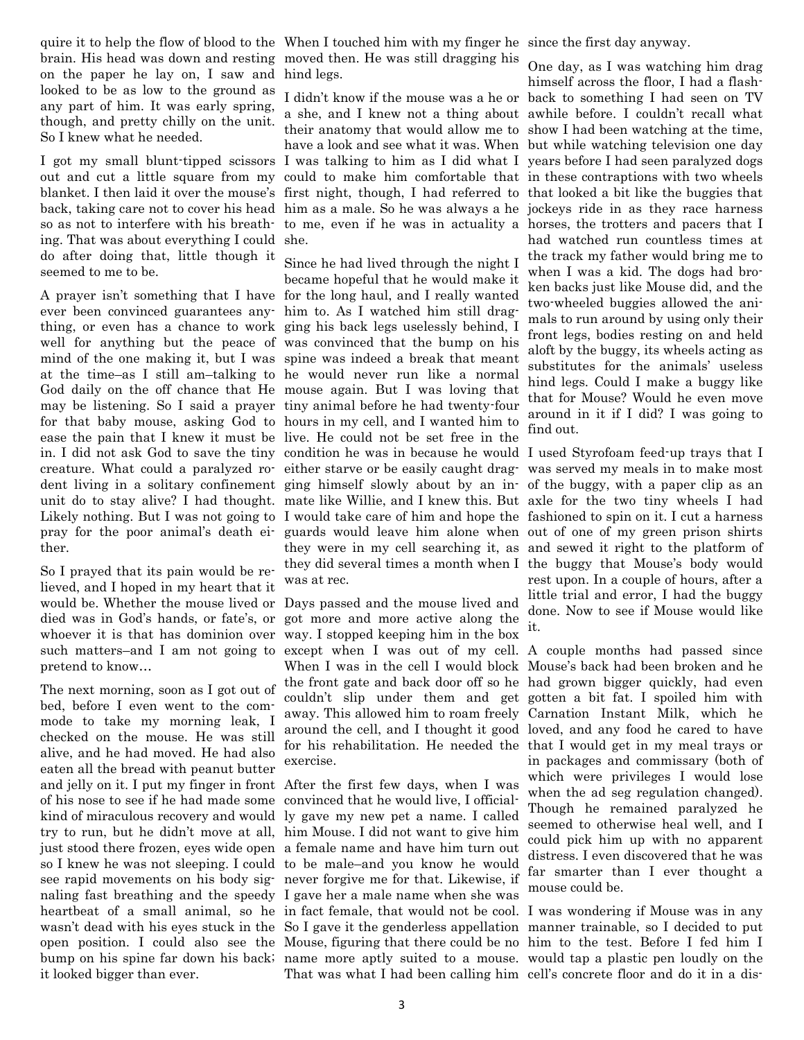quire it to help the flow of blood to the brain. His head was down and resting on the paper he lay on, I saw and looked to be as low to the ground as any part of him. It was early spring, though, and pretty chilly on the unit. So I knew what he needed.

I got my small blunt-tipped scissors out and cut a little square from my blanket. I then laid it over the mouse's back, taking care not to cover his head so as not to interfere with his breathing. That was about everything I could do after doing that, little though it seemed to me to be.

A prayer isn't something that I have ever been convinced guarantees anything, or even has a chance to work well for anything but the peace of mind of the one making it, but I was at the time–as I still am–talking to God daily on the off chance that He may be listening. So I said a prayer for that baby mouse, asking God to ease the pain that I knew it must be in. I did not ask God to save the tiny creature. What could a paralyzed rodent living in a solitary confinement unit do to stay alive? I had thought. Likely nothing. But I was not going to pray for the poor animal's death either.

So I prayed that its pain would be relieved, and I hoped in my heart that it would be. Whether the mouse lived or died was in God's hands, or fate's, or whoever it is that has dominion over such matters–and I am not going to pretend to know…

The next morning, soon as I got out of bed, before I even went to the commode to take my morning leak, I checked on the mouse. He was still alive, and he had moved. He had also eaten all the bread with peanut butter and jelly on it. I put my finger in front of his nose to see if he had made some kind of miraculous recovery and would try to run, but he didn't move at all, just stood there frozen, eyes wide open so I knew he was not sleeping. I could see rapid movements on his body signaling fast breathing and the speedy heartbeat of a small animal, so he wasn't dead with his eyes stuck in the open position. I could also see the bump on his spine far down his back; it looked bigger than ever.

When I touched him with my finger he moved then. He was still dragging his hind legs.

I didn't know if the mouse was a he or a she, and I knew not a thing about their anatomy that would allow me to have a look and see what it was. When I was talking to him as I did what I could to make him comfortable that first night, though, I had referred to him as a male. So he was always a he to me, even if he was in actuality a she.

Since he had lived through the night I became hopeful that he would make it for the long haul, and I really wanted him to. As I watched him still dragging his back legs uselessly behind, I was convinced that the bump on his spine was indeed a break that meant he would never run like a normal mouse again. But I was loving that tiny animal before he had twenty-four hours in my cell, and I wanted him to live. He could not be set free in the condition he was in because he would either starve or be easily caught dragging himself slowly about by an inmate like Willie, and I knew this. But I would take care of him and hope the guards would leave him alone when they were in my cell searching it, as they did several times a month when I was at rec.

Days passed and the mouse lived and got more and more active along the way. I stopped keeping him in the box except when I was out of my cell. When I was in the cell I would block the front gate and back door off so he couldn't slip under them and get away. This allowed him to roam freely around the cell, and I thought it good for his rehabilitation. He needed the exercise.

After the first few days, when I was convinced that he would live, I officially gave my new pet a name. I called him Mouse. I did not want to give him a female name and have him turn out to be male–and you know he would never forgive me for that. Likewise, if I gave her a male name when she was in fact female, that would not be cool. So I gave it the genderless appellation Mouse, figuring that there could be no name more aptly suited to a mouse. That was what I had been calling him since the first day anyway.

One day, as I was watching him drag himself across the floor, I had a flashback to something I had seen on TV awhile before. I couldn't recall what show I had been watching at the time, but while watching television one day years before I had seen paralyzed dogs in these contraptions with two wheels that looked a bit like the buggies that jockeys ride in as they race harness horses, the trotters and pacers that I had watched run countless times at the track my father would bring me to when I was a kid. The dogs had broken backs just like Mouse did, and the two-wheeled buggies allowed the animals to run around by using only their front legs, bodies resting on and held aloft by the buggy, its wheels acting as substitutes for the animals' useless hind legs. Could I make a buggy like that for Mouse? Would he even move around in it if I did? I was going to find out.

I used Styrofoam feed-up trays that I was served my meals in to make most of the buggy, with a paper clip as an axle for the two tiny wheels I had fashioned to spin on it. I cut a harness out of one of my green prison shirts and sewed it right to the platform of the buggy that Mouse's body would rest upon. In a couple of hours, after a little trial and error, I had the buggy done. Now to see if Mouse would like it.

A couple months had passed since Mouse's back had been broken and he had grown bigger quickly, had even gotten a bit fat. I spoiled him with Carnation Instant Milk, which he loved, and any food he cared to have that I would get in my meal trays or in packages and commissary (both of which were privileges I would lose when the ad seg regulation changed). Though he remained paralyzed he seemed to otherwise heal well, and I could pick him up with no apparent distress. I even discovered that he was far smarter than I ever thought a mouse could be.

I was wondering if Mouse was in any manner trainable, so I decided to put him to the test. Before I fed him I would tap a plastic pen loudly on the cell's concrete floor and do it in a dis-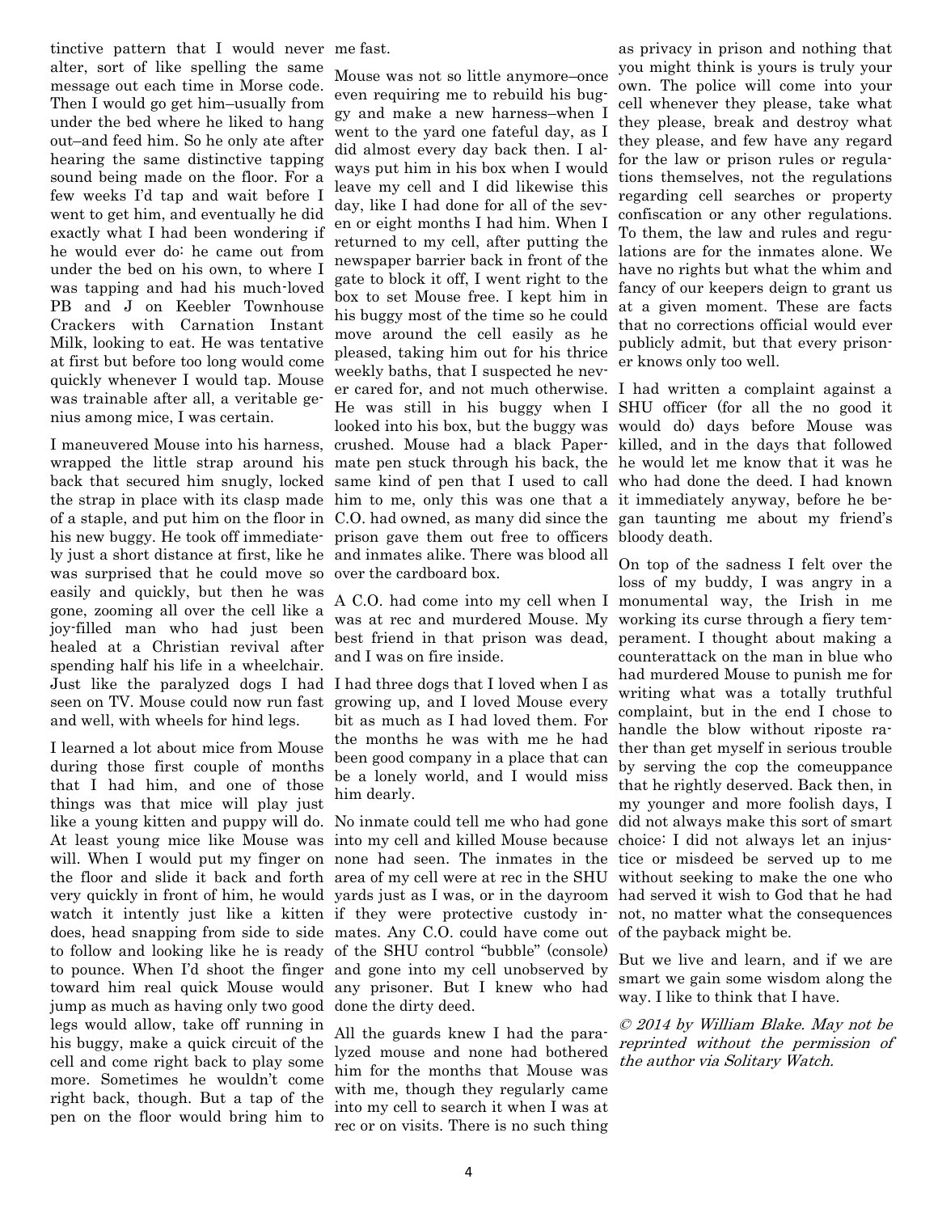tinctive pattern that I would never alter, sort of like spelling the same message out each time in Morse code. Then I would go get him–usually from under the bed where he liked to hang out–and feed him. So he only ate after hearing the same distinctive tapping sound being made on the floor. For a few weeks I'd tap and wait before I went to get him, and eventually he did exactly what I had been wondering if he would ever do: he came out from under the bed on his own, to where I was tapping and had his much-loved PB and J on Keebler Townhouse Crackers with Carnation Instant Milk, looking to eat. He was tentative at first but before too long would come quickly whenever I would tap. Mouse was trainable after all, a veritable genius among mice, I was certain.

I maneuvered Mouse into his harness, wrapped the little strap around his back that secured him snugly, locked the strap in place with its clasp made of a staple, and put him on the floor in his new buggy. He took off immediately just a short distance at first, like he was surprised that he could move so easily and quickly, but then he was gone, zooming all over the cell like a joy-filled man who had just been healed at a Christian revival after spending half his life in a wheelchair. Just like the paralyzed dogs I had seen on TV. Mouse could now run fast and well, with wheels for hind legs.

I learned a lot about mice from Mouse during those first couple of months that I had him, and one of those things was that mice will play just like a young kitten and puppy will do. At least young mice like Mouse was will. When I would put my finger on the floor and slide it back and forth very quickly in front of him, he would watch it intently just like a kitten does, head snapping from side to side to follow and looking like he is ready to pounce. When I'd shoot the finger toward him real quick Mouse would jump as much as having only two good legs would allow, take off running in his buggy, make a quick circuit of the cell and come right back to play some more. Sometimes he wouldn't come right back, though. But a tap of the pen on the floor would bring him to me fast.

Mouse was not so little anymore–once even requiring me to rebuild his buggy and make a new harness–when I went to the yard one fateful day, as I did almost every day back then. I always put him in his box when I would leave my cell and I did likewise this day, like I had done for all of the seven or eight months I had him. When I returned to my cell, after putting the newspaper barrier back in front of the gate to block it off, I went right to the box to set Mouse free. I kept him in his buggy most of the time so he could move around the cell easily as he pleased, taking him out for his thrice weekly baths, that I suspected he never cared for, and not much otherwise. He was still in his buggy when I looked into his box, but the buggy was crushed. Mouse had a black Papermate pen stuck through his back, the same kind of pen that I used to call him to me, only this was one that a C.O. had owned, as many did since the prison gave them out free to officers and inmates alike. There was blood all over the cardboard box.

A C.O. had come into my cell when I was at rec and murdered Mouse. My best friend in that prison was dead, and I was on fire inside.

I had three dogs that I loved when I as growing up, and I loved Mouse every bit as much as I had loved them. For the months he was with me he had been good company in a place that can be a lonely world, and I would miss him dearly.

No inmate could tell me who had gone into my cell and killed Mouse because none had seen. The inmates in the area of my cell were at rec in the SHU yards just as I was, or in the dayroom if they were protective custody inmates. Any C.O. could have come out of the SHU control "bubble" (console) and gone into my cell unobserved by any prisoner. But I knew who had done the dirty deed.

All the guards knew I had the paralyzed mouse and none had bothered him for the months that Mouse was with me, though they regularly came into my cell to search it when I was at rec or on visits. There is no such thing as privacy in prison and nothing that you might think is yours is truly your own. The police will come into your cell whenever they please, take what they please, break and destroy what they please, and few have any regard for the law or prison rules or regulations themselves, not the regulations regarding cell searches or property confiscation or any other regulations. To them, the law and rules and regulations are for the inmates alone. We have no rights but what the whim and fancy of our keepers deign to grant us at a given moment. These are facts that no corrections official would ever publicly admit, but that every prisoner knows only too well.

I had written a complaint against a SHU officer (for all the no good it would do) days before Mouse was killed, and in the days that followed he would let me know that it was he who had done the deed. I had known it immediately anyway, before he began taunting me about my friend's bloody death.

On top of the sadness I felt over the loss of my buddy, I was angry in a monumental way, the Irish in me working its curse through a fiery temperament. I thought about making a counterattack on the man in blue who had murdered Mouse to punish me for writing what was a totally truthful complaint, but in the end I chose to handle the blow without riposte rather than get myself in serious trouble by serving the cop the comeuppance that he rightly deserved. Back then, in my younger and more foolish days, I did not always make this sort of smart choice: I did not always let an injustice or misdeed be served up to me without seeking to make the one who had served it wish to God that he had not, no matter what the consequences of the payback might be.

But we live and learn, and if we are smart we gain some wisdom along the way. I like to think that I have.

*© 2014 by William Blake. May not be reprinted without the permission of the author via Solitary Watch.*